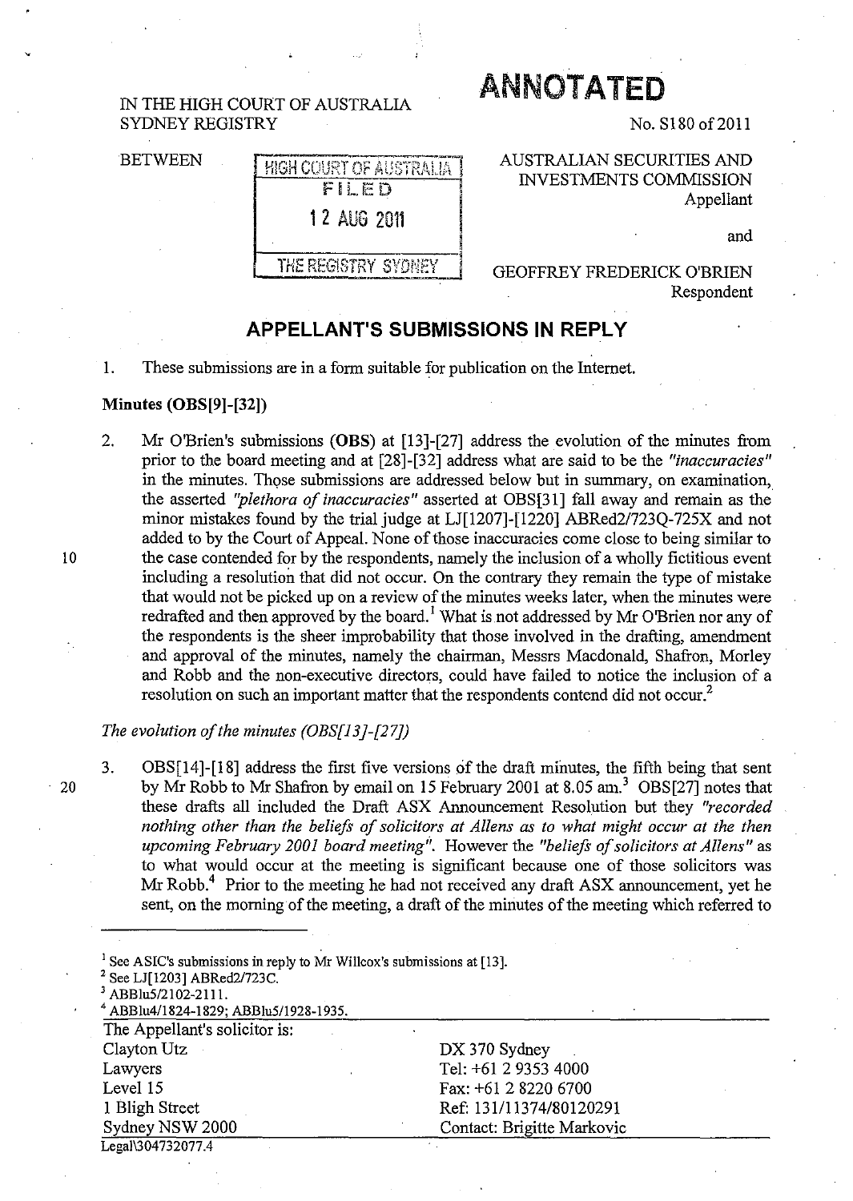IN THE HIGH COURT OF AUSTRALIA
SYDNEY REGISTRY

# ANNOTATED

No. S180 of 2011

BETWEEN

HIGH COURT OF AUSTRALIA
FILED
12 AUG 2011
THE REGISTRY SYDNEY

AUSTRALIAN SECURITIES AND INVESTMENTS COMMISSION
Appellant

and

GEOFFREY FREDERICK O'BRIEN
Respondent

## APPELLANT'S SUBMISSIONS IN REPLY

1. These submissions are in a form suitable for publication on the Internet.

**Minutes (OBS[9]-[32])**

2. Mr O'Brien's submissions (**OBS**) at [13]-[27] address the evolution of the minutes from prior to the board meeting and at [28]-[32] address what are said to be the *"inaccuracies"* in the minutes. Those submissions are addressed below but in summary, on examination, the asserted *"plethora of inaccuracies"* asserted at OBS[31] fall away and remain as the minor mistakes found by the trial judge at LJ[1207]-[1220] ABRed2/723Q-725X and not added to by the Court of Appeal. None of those inaccuracies come close to being similar to the case contended for by the respondents, namely the inclusion of a wholly fictitious event including a resolution that did not occur. On the contrary they remain the type of mistake that would not be picked up on a review of the minutes weeks later, when the minutes were redrafted and then approved by the board.[1] What is not addressed by Mr O'Brien nor any of the respondents is the sheer improbability that those involved in the drafting, amendment and approval of the minutes, namely the chairman, Messrs Macdonald, Shafron, Morley and Robb and the non-executive directors, could have failed to notice the inclusion of a resolution on such an important matter that the respondents contend did not occur.[2]

*The evolution of the minutes (OBS[13]-[27])*

3. OBS[14]-[18] address the first five versions of the draft minutes, the fifth being that sent by Mr Robb to Mr Shafron by email on 15 February 2001 at 8.05 am.[3] OBS[27] notes that these drafts all included the Draft ASX Announcement Resolution but they *"recorded nothing other than the beliefs of solicitors at Allens as to what might occur at the then upcoming February 2001 board meeting"*. However the *"beliefs of solicitors at Allens"* as to what would occur at the meeting is significant because one of those solicitors was Mr Robb.[4] Prior to the meeting he had not received any draft ASX announcement, yet he sent, on the morning of the meeting, a draft of the minutes of the meeting which referred to

---

[1] See ASIC's submissions in reply to Mr Willcox's submissions at [13].
[2] See LJ[1203] ABRed2/723C.
[3] ABBlu5/2102-2111.
[4] ABBlu4/1824-1829; ABBlu5/1928-1935.

| The Appellant's solicitor is: | |
|---|---|
| Clayton Utz | DX 370 Sydney |
| Lawyers | Tel: +61 2 9353 4000 |
| Level 15 | Fax: +61 2 8220 6700 |
| 1 Bligh Street | Ref: 131/11374/80120291 |
| Sydney NSW 2000 | Contact: Brigitte Markovic |

Legal\304732077.4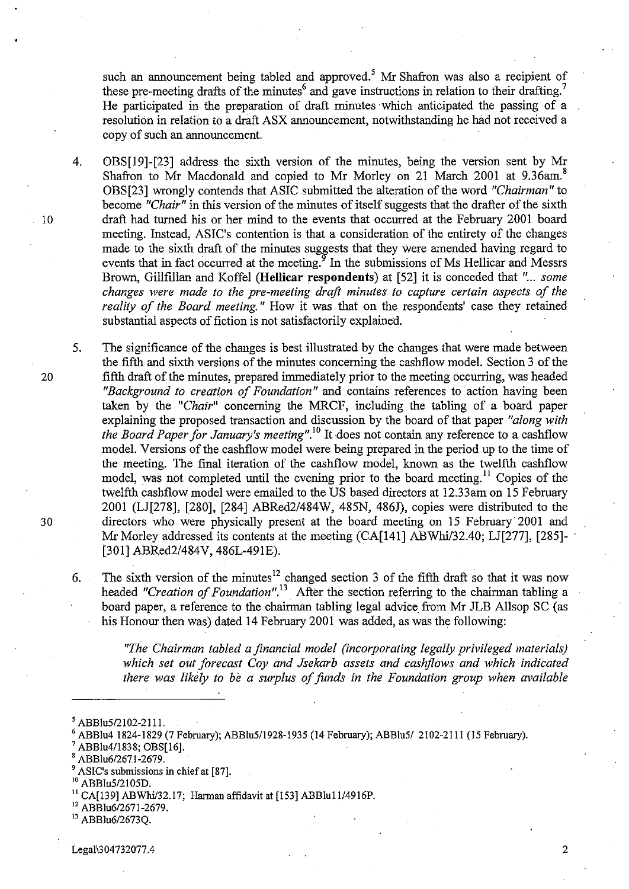such an announcement being tabled and approved.[5] Mr Shafron was also a recipient of these pre-meeting drafts of the minutes[6] and gave instructions in relation to their drafting.[7] He participated in the preparation of draft minutes which anticipated the passing of a resolution in relation to a draft ASX announcement, notwithstanding he had not received a copy of such an announcement.

4. OBS[19]-[23] address the sixth version of the minutes, being the version sent by Mr Shafron to Mr Macdonald and copied to Mr Morley on 21 March 2001 at 9.36am.[8] OBS[23] wrongly contends that ASIC submitted the alteration of the word *"Chairman"* to become *"Chair"* in this version of the minutes of itself suggests that the drafter of the sixth draft had turned his or her mind to the events that occurred at the February 2001 board meeting. Instead, ASIC's contention is that a consideration of the entirety of the changes made to the sixth draft of the minutes suggests that they were amended having regard to events that in fact occurred at the meeting.[9] In the submissions of Ms Hellicar and Messrs Brown, Gillfillan and Koffel (**Hellicar respondents**) at [52] it is conceded that *"... some changes were made to the pre-meeting draft minutes to capture certain aspects of the reality of the Board meeting."* How it was that on the respondents' case they retained substantial aspects of fiction is not satisfactorily explained.

5. The significance of the changes is best illustrated by the changes that were made between the fifth and sixth versions of the minutes concerning the cashflow model. Section 3 of the fifth draft of the minutes, prepared immediately prior to the meeting occurring, was headed *"Background to creation of Foundation"* and contains references to action having been taken by the *"Chair"* concerning the MRCF, including the tabling of a board paper explaining the proposed transaction and discussion by the board of that paper *"along with the Board Paper for January's meeting"*.[10] It does not contain any reference to a cashflow model. Versions of the cashflow model were being prepared in the period up to the time of the meeting. The final iteration of the cashflow model, known as the twelfth cashflow model, was not completed until the evening prior to the board meeting.[11] Copies of the twelfth cashflow model were emailed to the US based directors at 12.33am on 15 February 2001 (LJ[278], [280], [284] ABRed2/484W, 485N, 486J), copies were distributed to the directors who were physically present at the board meeting on 15 February 2001 and Mr Morley addressed its contents at the meeting (CA[141] ABWhi/32.40; LJ[277], [285]-[301] ABRed2/484V, 486L-491E).

6. The sixth version of the minutes[12] changed section 3 of the fifth draft so that it was now headed *"Creation of Foundation"*.[13] After the section referring to the chairman tabling a board paper, a reference to the chairman tabling legal advice from Mr JLB Allsop SC (as his Honour then was) dated 14 February 2001 was added, as was the following:

> *"The Chairman tabled a financial model (incorporating legally privileged materials) which set out forecast Coy and Jsekarb assets and cashflows and which indicated there was likely to be a surplus of funds in the Foundation group when available*

---

[5] ABBlu5/2102-2111.

[6] ABBlu4 1824-1829 (7 February); ABBlu5/1928-1935 (14 February); ABBlu5/ 2102-2111 (15 February).

[7] ABBlu4/1838; OBS[16].

[8] ABBlu6/2671-2679.

[9] ASIC's submissions in chief at [87].

[10] ABBlu5/2105D.

[11] CA[139] ABWhi/32.17; Harman affidavit at [153] ABBlu11/4916P.

[12] ABBlu6/2671-2679.

[13] ABBlu6/2673Q.

Legal\304732077.4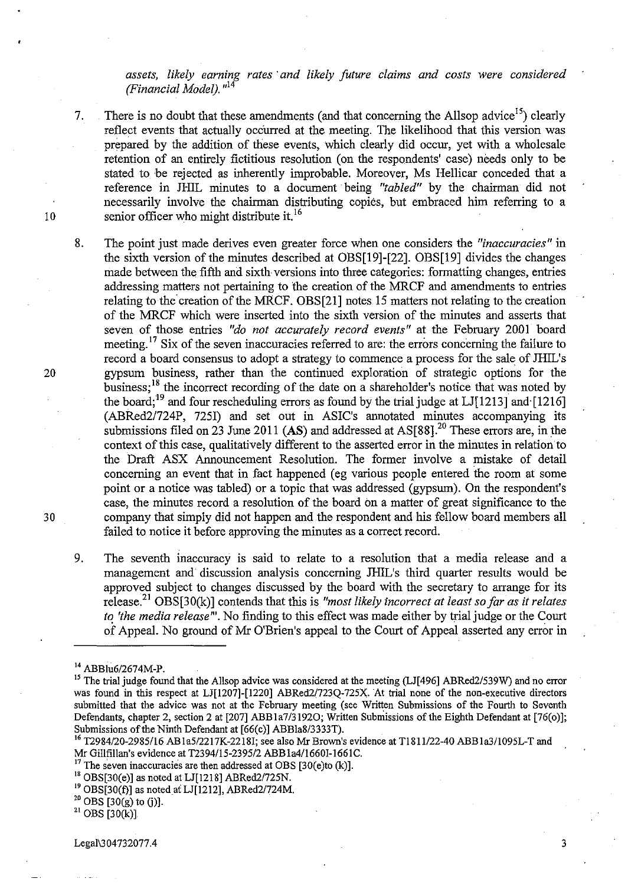*assets, likely earning rates and likely future claims and costs were considered (Financial Model)."*[14]

7. There is no doubt that these amendments (and that concerning the Allsop advice[15]) clearly reflect events that actually occurred at the meeting. The likelihood that this version was prepared by the addition of these events, which clearly did occur, yet with a wholesale retention of an entirely fictitious resolution (on the respondents' case) needs only to be stated to be rejected as inherently improbable. Moreover, Ms Hellicar conceded that a reference in JHIL minutes to a document being *"tabled"* by the chairman did not necessarily involve the chairman distributing copies, but embraced him referring to a senior officer who might distribute it.[16]

8. The point just made derives even greater force when one considers the *"inaccuracies"* in the sixth version of the minutes described at OBS[19]-[22]. OBS[19] divides the changes made between the fifth and sixth versions into three categories: formatting changes, entries addressing matters not pertaining to the creation of the MRCF and amendments to entries relating to the creation of the MRCF. OBS[21] notes 15 matters not relating to the creation of the MRCF which were inserted into the sixth version of the minutes and asserts that seven of those entries *"do not accurately record events"* at the February 2001 board meeting.[17] Six of the seven inaccuracies referred to are: the errors concerning the failure to record a board consensus to adopt a strategy to commence a process for the sale of JHIL's gypsum business, rather than the continued exploration of strategic options for the business;[18] the incorrect recording of the date on a shareholder's notice that was noted by the board;[19] and four rescheduling errors as found by the trial judge at LJ[1213] and [1216] (ABRed2/724P, 725I) and set out in ASIC's annotated minutes accompanying its submissions filed on 23 June 2011 (**AS**) and addressed at AS[88].[20] These errors are, in the context of this case, qualitatively different to the asserted error in the minutes in relation to the Draft ASX Announcement Resolution. The former involve a mistake of detail concerning an event that in fact happened (eg various people entered the room at some point or a notice was tabled) or a topic that was addressed (gypsum). On the respondent's case, the minutes record a resolution of the board on a matter of great significance to the company that simply did not happen and the respondent and his fellow board members all failed to notice it before approving the minutes as a correct record.

9. The seventh inaccuracy is said to relate to a resolution that a media release and a management and discussion analysis concerning JHIL's third quarter results would be approved subject to changes discussed by the board with the secretary to arrange for its release.[21] OBS[30(k)] contends that this is *"most likely incorrect at least so far as it relates to 'the media release"*. No finding to this effect was made either by trial judge or the Court of Appeal. No ground of Mr O'Brien's appeal to the Court of Appeal asserted any error in

---

[14] ABBlu6/2674M-P.

[15] The trial judge found that the Allsop advice was considered at the meeting (LJ[496] ABRed2/539W) and no error was found in this respect at LJ[1207]-[1220] ABRed2/723Q-725X. At trial none of the non-executive directors submitted that the advice was not at the February meeting (see Written Submissions of the Fourth to Seventh Defendants, chapter 2, section 2 at [207] ABB1a7/3192O; Written Submissions of the Eighth Defendant at [76(o)]; Submissions of the Ninth Defendant at [66(c)] ABBla8/3333T).

[16] T2984/20-2985/16 AB1a5/2217K-2218I; see also Mr Brown's evidence at T1811/22-40 ABB1a3/1095L-T and Mr Gillfillan's evidence at T2394/15-2395/2 ABB1a4/1660I-1661C.

[17] The seven inaccuracies are then addressed at OBS [30(e)to (k)].

[18] OBS[30(e)] as noted at LJ[1218] ABRed2/725N.

[19] OBS[30(f)] as noted at LJ[1212], ABRed2/724M.

[20] OBS [30(g) to (j)].

[21] OBS [30(k)]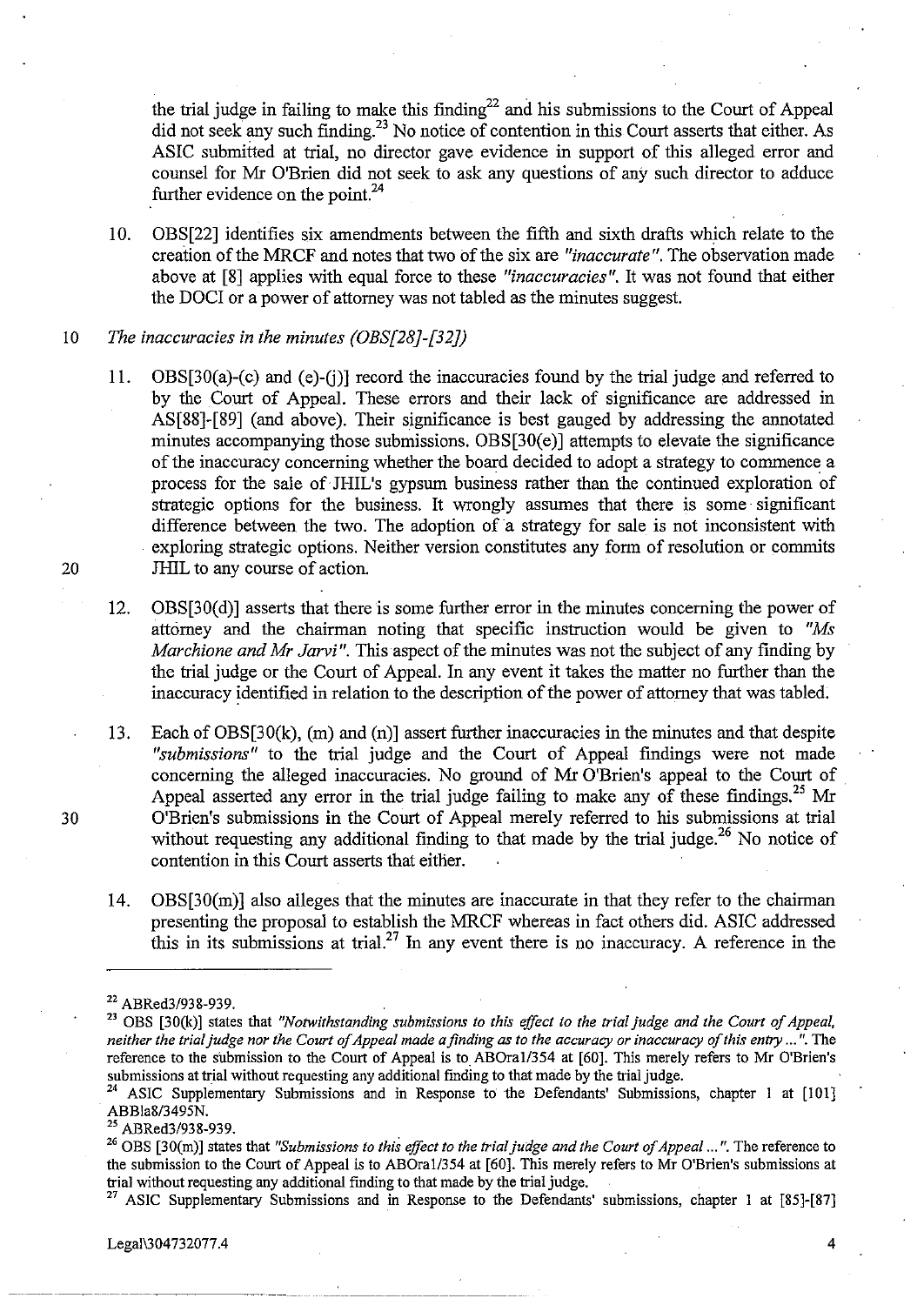the trial judge in failing to make this finding[22] and his submissions to the Court of Appeal did not seek any such finding.[23] No notice of contention in this Court asserts that either. As ASIC submitted at trial, no director gave evidence in support of this alleged error and counsel for Mr O'Brien did not seek to ask any questions of any such director to adduce further evidence on the point.[24]

10. OBS[22] identifies six amendments between the fifth and sixth drafts which relate to the creation of the MRCF and notes that two of the six are *"inaccurate"*. The observation made above at [8] applies with equal force to these *"inaccuracies"*. It was not found that either the DOCI or a power of attorney was not tabled as the minutes suggest.

*The inaccuracies in the minutes (OBS[28]-[32])*

11. OBS[30(a)-(c) and (e)-(j)] record the inaccuracies found by the trial judge and referred to by the Court of Appeal. These errors and their lack of significance are addressed in AS[88]-[89] (and above). Their significance is best gauged by addressing the annotated minutes accompanying those submissions. OBS[30(e)] attempts to elevate the significance of the inaccuracy concerning whether the board decided to adopt a strategy to commence a process for the sale of JHIL's gypsum business rather than the continued exploration of strategic options for the business. It wrongly assumes that there is some significant difference between the two. The adoption of a strategy for sale is not inconsistent with exploring strategic options. Neither version constitutes any form of resolution or commits JHIL to any course of action.

12. OBS[30(d)] asserts that there is some further error in the minutes concerning the power of attorney and the chairman noting that specific instruction would be given to *"Ms Marchione and Mr Jarvi"*. This aspect of the minutes was not the subject of any finding by the trial judge or the Court of Appeal. In any event it takes the matter no further than the inaccuracy identified in relation to the description of the power of attorney that was tabled.

13. Each of OBS[30(k), (m) and (n)] assert further inaccuracies in the minutes and that despite *"submissions"* to the trial judge and the Court of Appeal findings were not made concerning the alleged inaccuracies. No ground of Mr O'Brien's appeal to the Court of Appeal asserted any error in the trial judge failing to make any of these findings.[25] Mr O'Brien's submissions in the Court of Appeal merely referred to his submissions at trial without requesting any additional finding to that made by the trial judge.[26] No notice of contention in this Court asserts that either.

14. OBS[30(m)] also alleges that the minutes are inaccurate in that they refer to the chairman presenting the proposal to establish the MRCF whereas in fact others did. ASIC addressed this in its submissions at trial.[27] In any event there is no inaccuracy. A reference in the

---

[22] ABRed3/938-939.

[23] OBS [30(k)] states that *"Notwithstanding submissions to this effect to the trial judge and the Court of Appeal, neither the trial judge nor the Court of Appeal made a finding as to the accuracy or inaccuracy of this entry ..."*. The reference to the submission to the Court of Appeal is to ABOral/354 at [60]. This merely refers to Mr O'Brien's submissions at trial without requesting any additional finding to that made by the trial judge.

[24] ASIC Supplementary Submissions and in Response to the Defendants' Submissions, chapter 1 at [101] ABBla8/3495N.

[25] ABRed3/938-939.

[26] OBS [30(m)] states that *"Submissions to this effect to the trial judge and the Court of Appeal ..."*. The reference to the submission to the Court of Appeal is to ABOral/354 at [60]. This merely refers to Mr O'Brien's submissions at trial without requesting any additional finding to that made by the trial judge.

[27] ASIC Supplementary Submissions and in Response to the Defendants' submissions, chapter 1 at [85]-[87]

Legal\304732077.4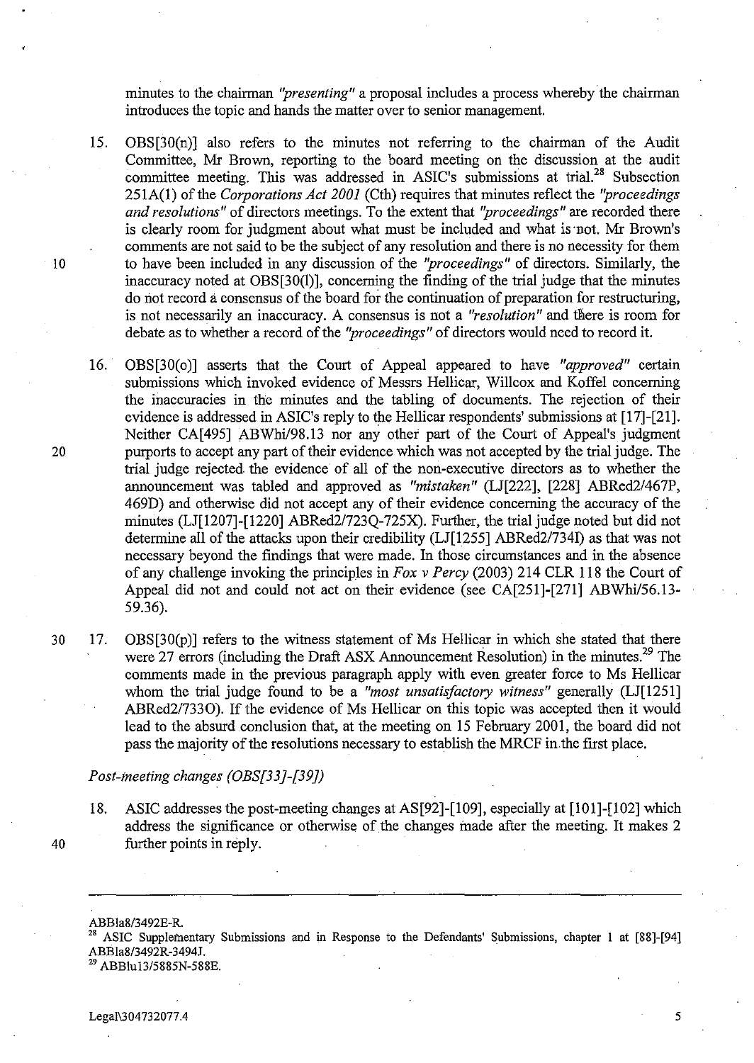minutes to the chairman *"presenting"* a proposal includes a process whereby the chairman introduces the topic and hands the matter over to senior management.

15. OBS[30(n)] also refers to the minutes not referring to the chairman of the Audit Committee, Mr Brown, reporting to the board meeting on the discussion at the audit committee meeting. This was addressed in ASIC's submissions at trial.[28] Subsection 251A(1) of the *Corporations Act 2001* (Cth) requires that minutes reflect the *"proceedings and resolutions"* of directors meetings. To the extent that *"proceedings"* are recorded there is clearly room for judgment about what must be included and what is not. Mr Brown's comments are not said to be the subject of any resolution and there is no necessity for them to have been included in any discussion of the *"proceedings"* of directors. Similarly, the inaccuracy noted at OBS[30(l)], concerning the finding of the trial judge that the minutes do not record a consensus of the board for the continuation of preparation for restructuring, is not necessarily an inaccuracy. A consensus is not a *"resolution"* and there is room for debate as to whether a record of the *"proceedings"* of directors would need to record it.

16. OBS[30(o)] asserts that the Court of Appeal appeared to have *"approved"* certain submissions which invoked evidence of Messrs Hellicar, Willcox and Koffel concerning the inaccuracies in the minutes and the tabling of documents. The rejection of their evidence is addressed in ASIC's reply to the Hellicar respondents' submissions at [17]-[21]. Neither CA[495] ABWhi/98.13 nor any other part of the Court of Appeal's judgment purports to accept any part of their evidence which was not accepted by the trial judge. The trial judge rejected the evidence of all of the non-executive directors as to whether the announcement was tabled and approved as *"mistaken"* (LJ[222], [228] ABRed2/467P, 469D) and otherwise did not accept any of their evidence concerning the accuracy of the minutes (LJ[1207]-[1220] ABRed2/723Q-725X). Further, the trial judge noted but did not determine all of the attacks upon their credibility (LJ[1255] ABRed2/734I) as that was not necessary beyond the findings that were made. In those circumstances and in the absence of any challenge invoking the principles in *Fox v Percy* (2003) 214 CLR 118 the Court of Appeal did not and could not act on their evidence (see CA[251]-[271] ABWhi/56.13-59.36).

17. OBS[30(p)] refers to the witness statement of Ms Hellicar in which she stated that there were 27 errors (including the Draft ASX Announcement Resolution) in the minutes.[29] The comments made in the previous paragraph apply with even greater force to Ms Hellicar whom the trial judge found to be a *"most unsatisfactory witness"* generally (LJ[1251] ABRed2/733O). If the evidence of Ms Hellicar on this topic was accepted then it would lead to the absurd conclusion that, at the meeting on 15 February 2001, the board did not pass the majority of the resolutions necessary to establish the MRCF in the first place.

*Post-meeting changes (OBS[33]-[39])*

18. ASIC addresses the post-meeting changes at AS[92]-[109], especially at [101]-[102] which address the significance or otherwise of the changes made after the meeting. It makes 2 further points in reply.

---

ABBla8/3492E-R.

[28] ASIC Supplementary Submissions and in Response to the Defendants' Submissions, chapter 1 at [88]-[94] ABBla8/3492R-3494J.

[29] ABBlu13/5885N-588E.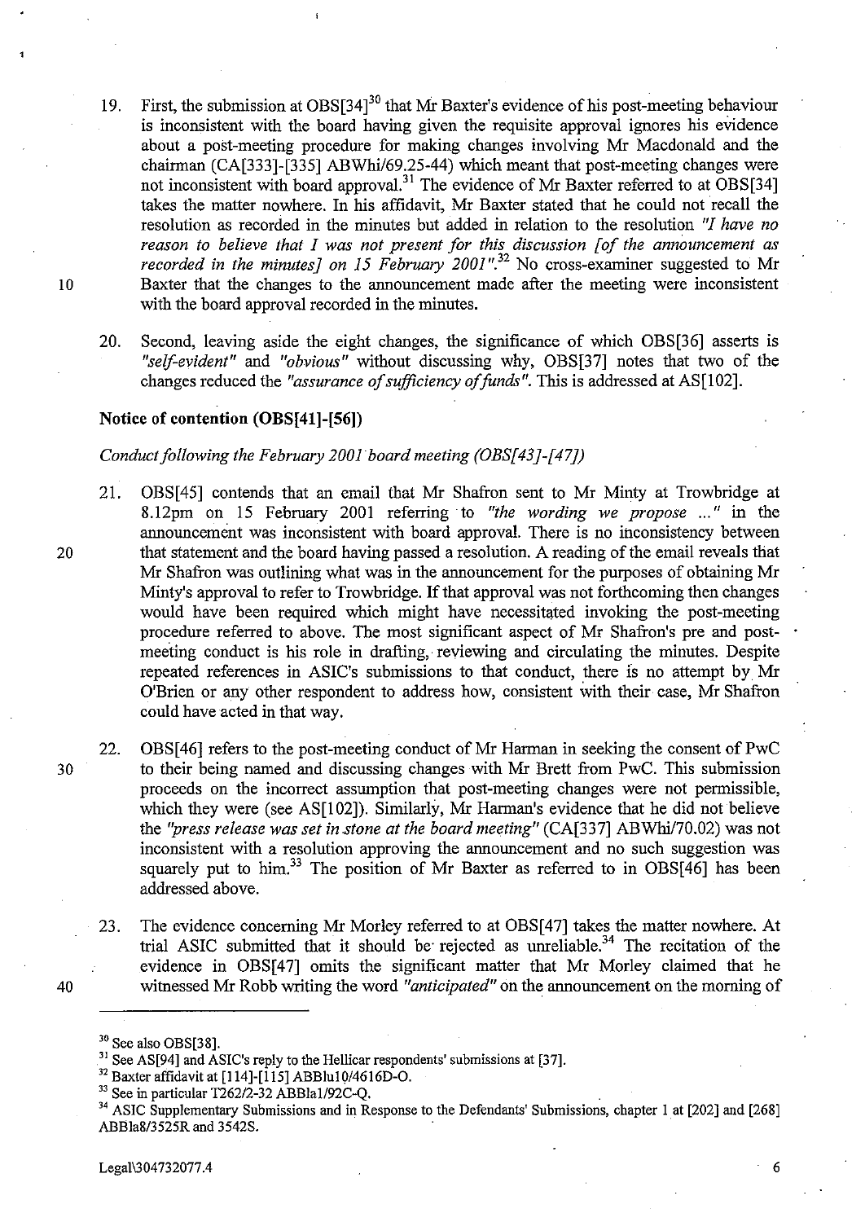19. First, the submission at OBS[34][30] that Mr Baxter's evidence of his post-meeting behaviour is inconsistent with the board having given the requisite approval ignores his evidence about a post-meeting procedure for making changes involving Mr Macdonald and the chairman (CA[333]-[335] ABWhi/69.25-44) which meant that post-meeting changes were not inconsistent with board approval.[31] The evidence of Mr Baxter referred to at OBS[34] takes the matter nowhere. In his affidavit, Mr Baxter stated that he could not recall the resolution as recorded in the minutes but added in relation to the resolution *"I have no reason to believe that I was not present for this discussion [of the announcement as recorded in the minutes] on 15 February 2001"*.[32] No cross-examiner suggested to Mr Baxter that the changes to the announcement made after the meeting were inconsistent with the board approval recorded in the minutes.

20. Second, leaving aside the eight changes, the significance of which OBS[36] asserts is *"self-evident"* and *"obvious"* without discussing why, OBS[37] notes that two of the changes reduced the *"assurance of sufficiency of funds"*. This is addressed at AS[102].

### Notice of contention (OBS[41]-[56])

*Conduct following the February 2001 board meeting (OBS[43]-[47])*

21. OBS[45] contends that an email that Mr Shafron sent to Mr Minty at Trowbridge at 8.12pm on 15 February 2001 referring to *"the wording we propose ..."* in the announcement was inconsistent with board approval. There is no inconsistency between that statement and the board having passed a resolution. A reading of the email reveals that Mr Shafron was outlining what was in the announcement for the purposes of obtaining Mr Minty's approval to refer to Trowbridge. If that approval was not forthcoming then changes would have been required which might have necessitated invoking the post-meeting procedure referred to above. The most significant aspect of Mr Shafron's pre and post-meeting conduct is his role in drafting, reviewing and circulating the minutes. Despite repeated references in ASIC's submissions to that conduct, there is no attempt by Mr O'Brien or any other respondent to address how, consistent with their case, Mr Shafron could have acted in that way.

22. OBS[46] refers to the post-meeting conduct of Mr Harman in seeking the consent of PwC to their being named and discussing changes with Mr Brett from PwC. This submission proceeds on the incorrect assumption that post-meeting changes were not permissible, which they were (see AS[102]). Similarly, Mr Harman's evidence that he did not believe the *"press release was set in stone at the board meeting"* (CA[337] ABWhi/70.02) was not inconsistent with a resolution approving the announcement and no such suggestion was squarely put to him.[33] The position of Mr Baxter as referred to in OBS[46] has been addressed above.

23. The evidence concerning Mr Morley referred to at OBS[47] takes the matter nowhere. At trial ASIC submitted that it should be rejected as unreliable.[34] The recitation of the evidence in OBS[47] omits the significant matter that Mr Morley claimed that he witnessed Mr Robb writing the word *"anticipated"* on the announcement on the morning of

---

[30] See also OBS[38].

[31] See AS[94] and ASIC's reply to the Hellicar respondents' submissions at [37].

[32] Baxter affidavit at [114]-[115] ABBlu10/4616D-O.

[33] See in particular T262/2-32 ABBla1/92C-Q.

[34] ASIC Supplementary Submissions and in Response to the Defendants' Submissions, chapter 1 at [202] and [268] ABBla8/3525R and 3542S.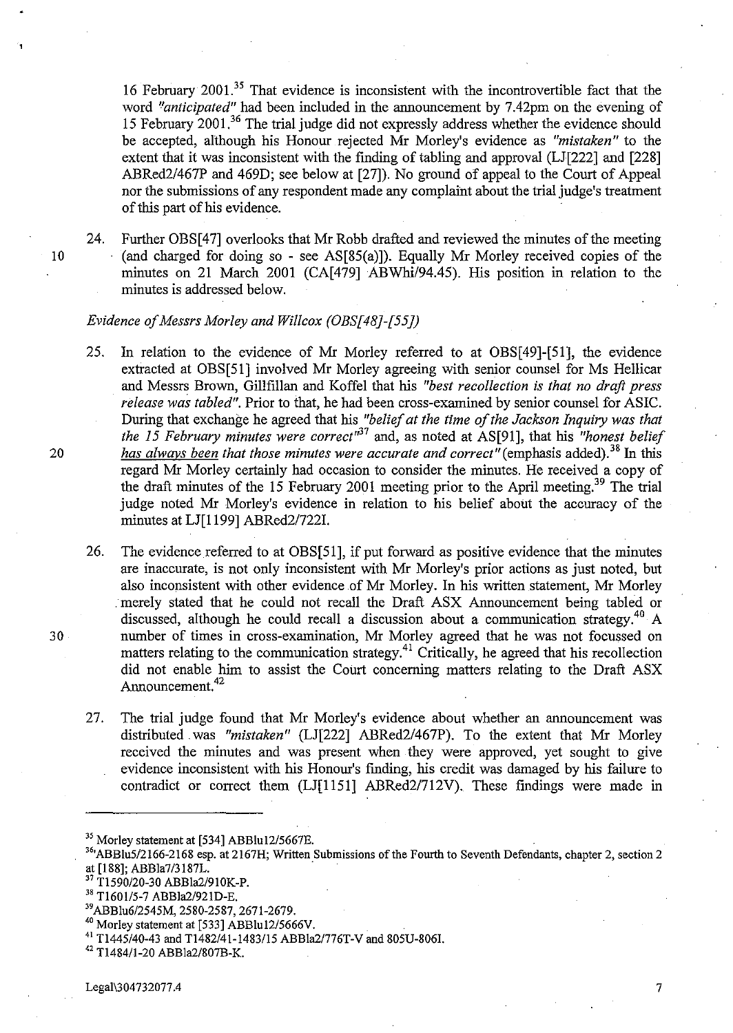16 February 2001.[35] That evidence is inconsistent with the incontrovertible fact that the word *"anticipated"* had been included in the announcement by 7.42pm on the evening of 15 February 2001.[36] The trial judge did not expressly address whether the evidence should be accepted, although his Honour rejected Mr Morley's evidence as *"mistaken"* to the extent that it was inconsistent with the finding of tabling and approval (LJ[222] and [228] ABRed2/467P and 469D; see below at [27]). No ground of appeal to the Court of Appeal nor the submissions of any respondent made any complaint about the trial judge's treatment of this part of his evidence.

24. Further OBS[47] overlooks that Mr Robb drafted and reviewed the minutes of the meeting (and charged for doing so - see AS[85(a)]). Equally Mr Morley received copies of the minutes on 21 March 2001 (CA[479] ABWhi/94.45). His position in relation to the minutes is addressed below.

*Evidence of Messrs Morley and Willcox (OBS[48]-[55])*

25. In relation to the evidence of Mr Morley referred to at OBS[49]-[51], the evidence extracted at OBS[51] involved Mr Morley agreeing with senior counsel for Ms Hellicar and Messrs Brown, Gillfillan and Koffel that his *"best recollection is that no draft press release was tabled"*. Prior to that, he had been cross-examined by senior counsel for ASIC. During that exchange he agreed that his *"belief at the time of the Jackson Inquiry was that the 15 February minutes were correct"*[37] and, as noted at AS[91], that his *"honest belief <u>has always been</u> that those minutes were accurate and correct"* (emphasis added).[38] In this regard Mr Morley certainly had occasion to consider the minutes. He received a copy of the draft minutes of the 15 February 2001 meeting prior to the April meeting.[39] The trial judge noted Mr Morley's evidence in relation to his belief about the accuracy of the minutes at LJ[1199] ABRed2/722I.

26. The evidence referred to at OBS[51], if put forward as positive evidence that the minutes are inaccurate, is not only inconsistent with Mr Morley's prior actions as just noted, but also inconsistent with other evidence of Mr Morley. In his written statement, Mr Morley merely stated that he could not recall the Draft ASX Announcement being tabled or discussed, although he could recall a discussion about a communication strategy.[40] A number of times in cross-examination, Mr Morley agreed that he was not focussed on matters relating to the communication strategy.[41] Critically, he agreed that his recollection did not enable him to assist the Court concerning matters relating to the Draft ASX Announcement.[42]

27. The trial judge found that Mr Morley's evidence about whether an announcement was distributed was *"mistaken"* (LJ[222] ABRed2/467P). To the extent that Mr Morley received the minutes and was present when they were approved, yet sought to give evidence inconsistent with his Honour's finding, his credit was damaged by his failure to contradict or correct them (LJ[1151] ABRed2/712V). These findings were made in

---

[35] Morley statement at [534] ABBlu12/5667E.

[36] ABBlu5/2166-2168 esp. at 2167H; Written Submissions of the Fourth to Seventh Defendants, chapter 2, section 2 at [188]; ABBla7/3187L.

[37] T1590/20-30 ABBla2/910K-P.

[38] T1601/5-7 ABBla2/921D-E.

[39] ABBlu6/2545M, 2580-2587, 2671-2679.

[40] Morley statement at [533] ABBlu12/5666V.

[41] T1445/40-43 and T1482/41-1483/15 ABBla2/776T-V and 805U-806I.

[42] T1484/1-20 ABBla2/807B-K.

Legal\304732077.4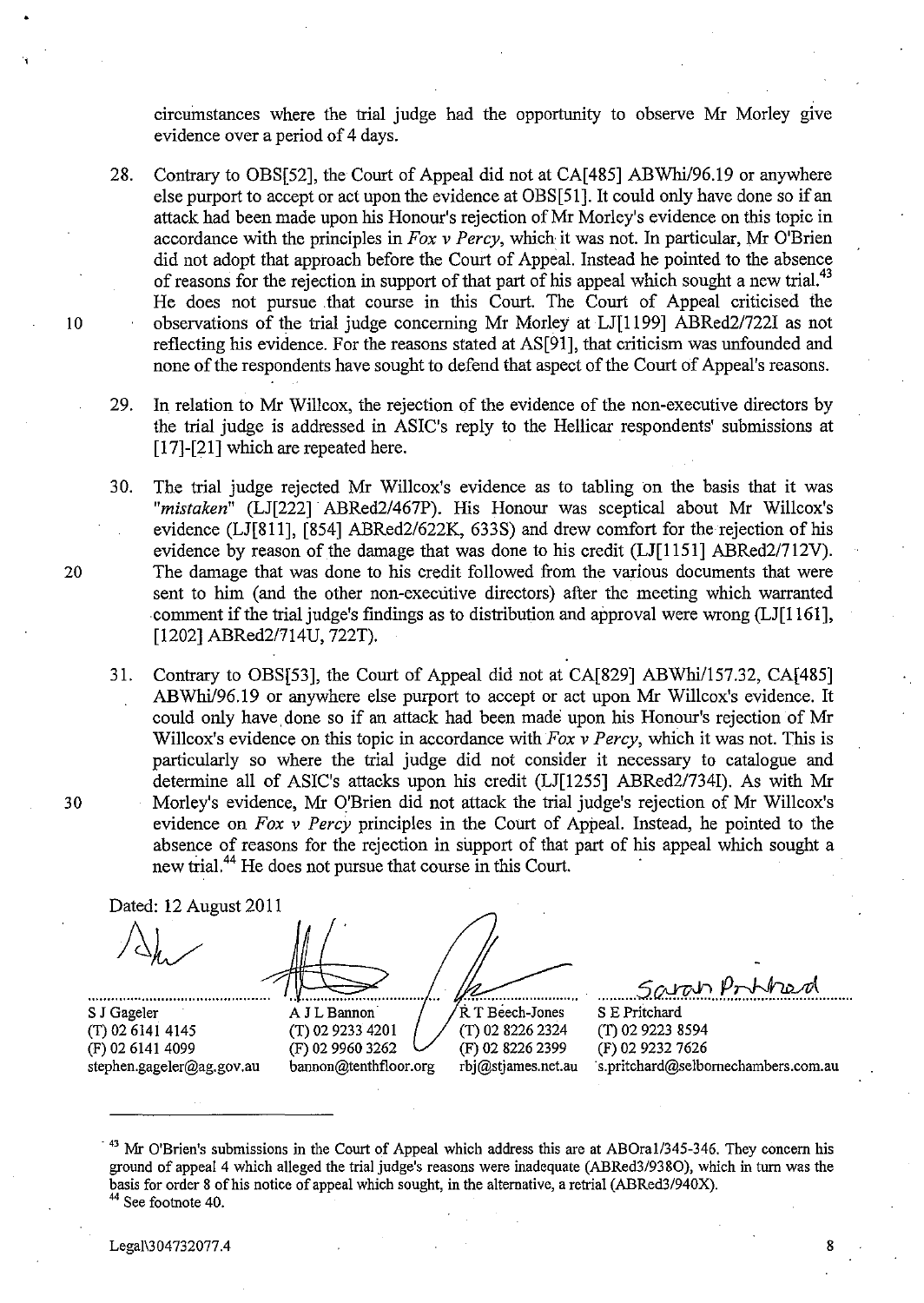circumstances where the trial judge had the opportunity to observe Mr Morley give evidence over a period of 4 days.

28. Contrary to OBS[52], the Court of Appeal did not at CA[485] ABWhi/96.19 or anywhere else purport to accept or act upon the evidence at OBS[51]. It could only have done so if an attack had been made upon his Honour's rejection of Mr Morley's evidence on this topic in accordance with the principles in *Fox v Percy*, which it was not. In particular, Mr O'Brien did not adopt that approach before the Court of Appeal. Instead he pointed to the absence of reasons for the rejection in support of that part of his appeal which sought a new trial.[43] He does not pursue that course in this Court. The Court of Appeal criticised the observations of the trial judge concerning Mr Morley at LJ[1199] ABRed2/722I as not reflecting his evidence. For the reasons stated at AS[91], that criticism was unfounded and none of the respondents have sought to defend that aspect of the Court of Appeal's reasons.

29. In relation to Mr Willcox, the rejection of the evidence of the non-executive directors by the trial judge is addressed in ASIC's reply to the Hellicar respondents' submissions at [17]-[21] which are repeated here.

30. The trial judge rejected Mr Willcox's evidence as to tabling on the basis that it was "*mistaken*" (LJ[222] ABRed2/467P). His Honour was sceptical about Mr Willcox's evidence (LJ[811], [854] ABRed2/622K, 633S) and drew comfort for the rejection of his evidence by reason of the damage that was done to his credit (LJ[1151] ABRed2/712V). The damage that was done to his credit followed from the various documents that were sent to him (and the other non-executive directors) after the meeting which warranted comment if the trial judge's findings as to distribution and approval were wrong (LJ[1161], [1202] ABRed2/714U, 722T).

31. Contrary to OBS[53], the Court of Appeal did not at CA[829] ABWhi/157.32, CA[485] ABWhi/96.19 or anywhere else purport to accept or act upon Mr Willcox's evidence. It could only have done so if an attack had been made upon his Honour's rejection of Mr Willcox's evidence on this topic in accordance with *Fox v Percy*, which it was not. This is particularly so where the trial judge did not consider it necessary to catalogue and determine all of ASIC's attacks upon his credit (LJ[1255] ABRed2/734I). As with Mr Morley's evidence, Mr O'Brien did not attack the trial judge's rejection of Mr Willcox's evidence on *Fox v Percy* principles in the Court of Appeal. Instead, he pointed to the absence of reasons for the rejection in support of that part of his appeal which sought a new trial.[44] He does not pursue that course in this Court.

Dated: 12 August 2011

| S J Gageler | A J L Bannon | R T Beech-Jones | S E Pritchard |
|---|---|---|---|
| (T) 02 6141 4145 | (T) 02 9233 4201 | (T) 02 8226 2324 | (T) 02 9223 8594 |
| (F) 02 6141 4099 | (F) 02 9960 3262 | (F) 02 8226 2399 | (F) 02 9232 7626 |
| stephen.gageler@ag.gov.au | bannon@tenthfloor.org | rbj@stjames.net.au | s.pritchard@selbornechambers.com.au |

---

[43] Mr O'Brien's submissions in the Court of Appeal which address this are at ABOral/345-346. They concern his ground of appeal 4 which alleged the trial judge's reasons were inadequate (ABRed3/938O), which in turn was the basis for order 8 of his notice of appeal which sought, in the alternative, a retrial (ABRed3/940X).

[44] See footnote 40.

Legal\304732077.4